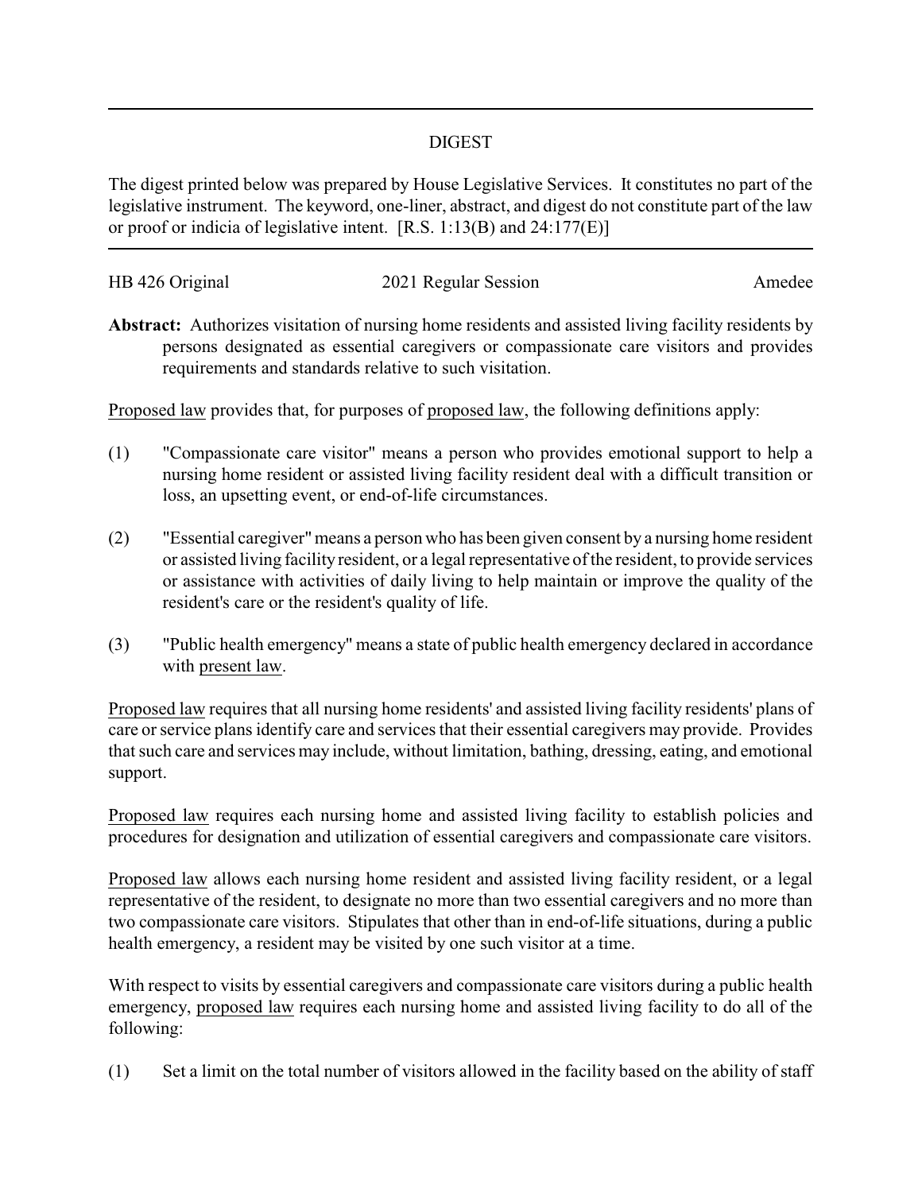# DIGEST

The digest printed below was prepared by House Legislative Services. It constitutes no part of the legislative instrument. The keyword, one-liner, abstract, and digest do not constitute part of the law or proof or indicia of legislative intent. [R.S. 1:13(B) and 24:177(E)]

HB 426 Original | 2021 Regular Session | Amedee

**Abstract:** Authorizes visitation of nursing home residents and assisted living facility residents by persons designated as essential caregivers or compassionate care visitors and provides requirements and standards relative to such visitation.

Proposed law provides that, for purposes of proposed law, the following definitions apply:

(1) "Compassionate care visitor" means a person who provides emotional support to help a nursing home resident or assisted living facility resident deal with a difficult transition or loss, an upsetting event, or end-of-life circumstances.

(2) "Essential caregiver" means a person who has been given consent by a nursing home resident or assisted living facility resident, or a legal representative of the resident, to provide services or assistance with activities of daily living to help maintain or improve the quality of the resident's care or the resident's quality of life.

(3) "Public health emergency" means a state of public health emergency declared in accordance with present law.

Proposed law requires that all nursing home residents' and assisted living facility residents' plans of care or service plans identify care and services that their essential caregivers may provide. Provides that such care and services may include, without limitation, bathing, dressing, eating, and emotional support.

Proposed law requires each nursing home and assisted living facility to establish policies and procedures for designation and utilization of essential caregivers and compassionate care visitors.

Proposed law allows each nursing home resident and assisted living facility resident, or a legal representative of the resident, to designate no more than two essential caregivers and no more than two compassionate care visitors. Stipulates that other than in end-of-life situations, during a public health emergency, a resident may be visited by one such visitor at a time.

With respect to visits by essential caregivers and compassionate care visitors during a public health emergency, proposed law requires each nursing home and assisted living facility to do all of the following:

(1) Set a limit on the total number of visitors allowed in the facility based on the ability of staff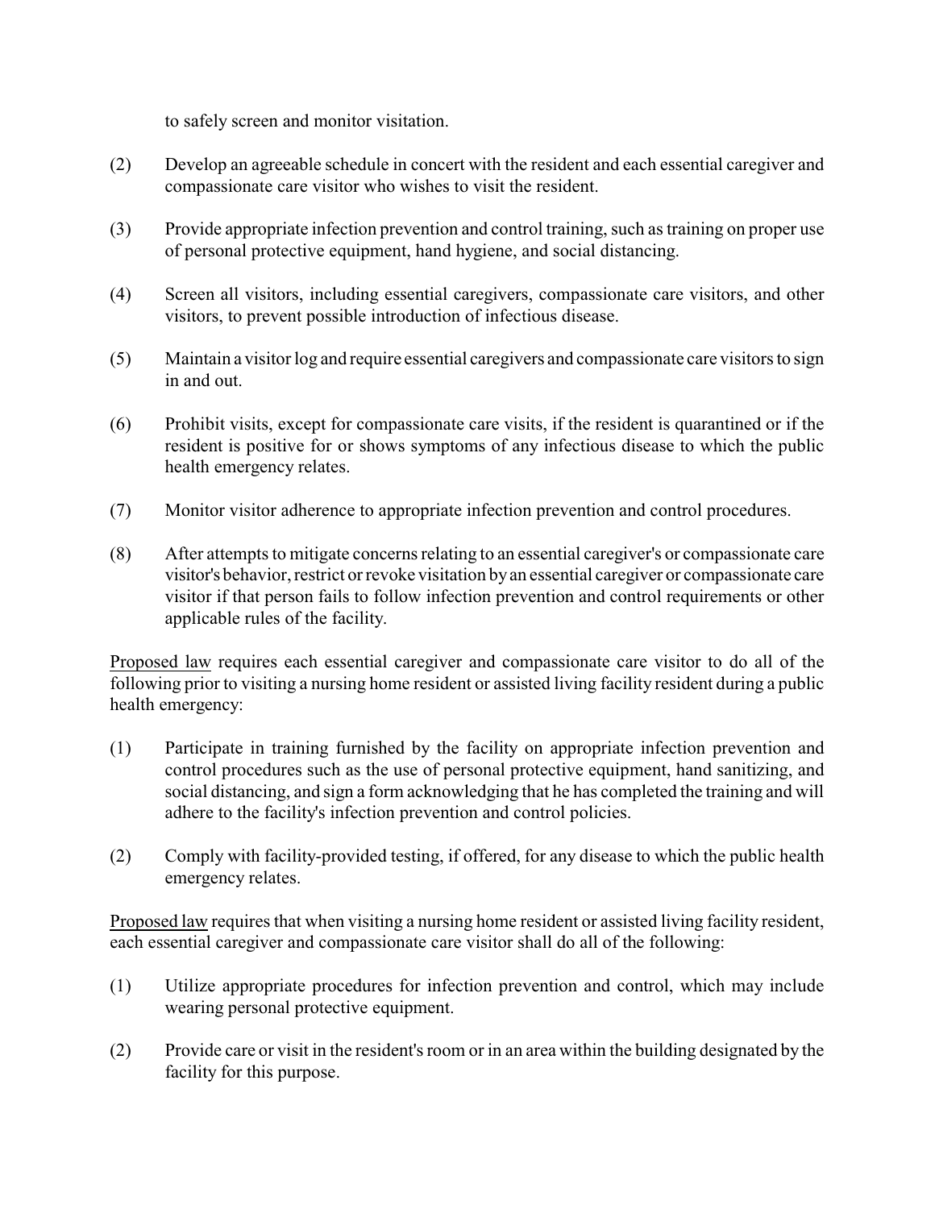to safely screen and monitor visitation.

(2) Develop an agreeable schedule in concert with the resident and each essential caregiver and compassionate care visitor who wishes to visit the resident.

(3) Provide appropriate infection prevention and control training, such as training on proper use of personal protective equipment, hand hygiene, and social distancing.

(4) Screen all visitors, including essential caregivers, compassionate care visitors, and other visitors, to prevent possible introduction of infectious disease.

(5) Maintain a visitor log and require essential caregivers and compassionate care visitors to sign in and out.

(6) Prohibit visits, except for compassionate care visits, if the resident is quarantined or if the resident is positive for or shows symptoms of any infectious disease to which the public health emergency relates.

(7) Monitor visitor adherence to appropriate infection prevention and control procedures.

(8) After attempts to mitigate concerns relating to an essential caregiver's or compassionate care visitor's behavior, restrict or revoke visitation by an essential caregiver or compassionate care visitor if that person fails to follow infection prevention and control requirements or other applicable rules of the facility.

Proposed law requires each essential caregiver and compassionate care visitor to do all of the following prior to visiting a nursing home resident or assisted living facility resident during a public health emergency:

(1) Participate in training furnished by the facility on appropriate infection prevention and control procedures such as the use of personal protective equipment, hand sanitizing, and social distancing, and sign a form acknowledging that he has completed the training and will adhere to the facility's infection prevention and control policies.

(2) Comply with facility-provided testing, if offered, for any disease to which the public health emergency relates.

Proposed law requires that when visiting a nursing home resident or assisted living facility resident, each essential caregiver and compassionate care visitor shall do all of the following:

(1) Utilize appropriate procedures for infection prevention and control, which may include wearing personal protective equipment.

(2) Provide care or visit in the resident's room or in an area within the building designated by the facility for this purpose.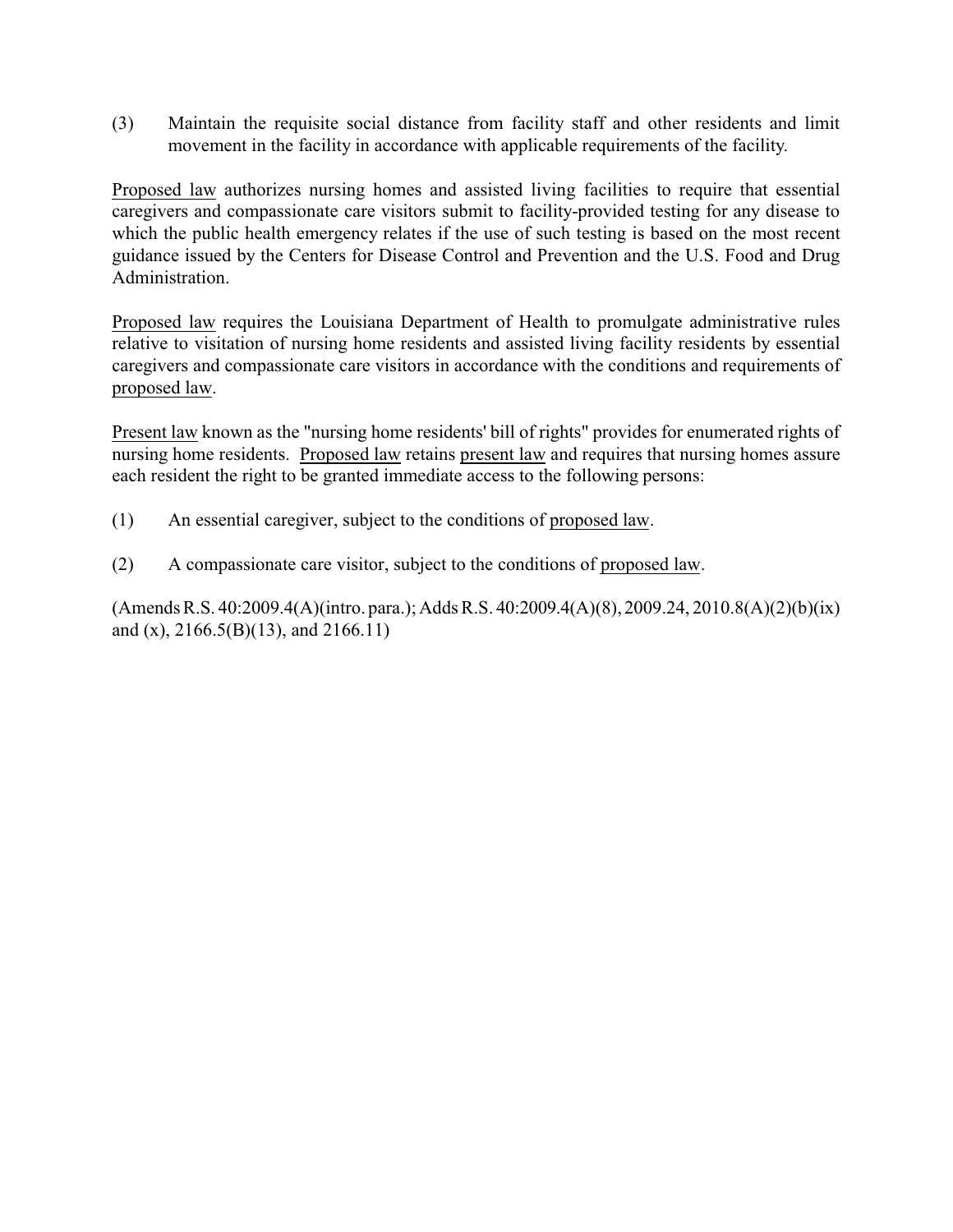(3) Maintain the requisite social distance from facility staff and other residents and limit movement in the facility in accordance with applicable requirements of the facility.

Proposed law authorizes nursing homes and assisted living facilities to require that essential caregivers and compassionate care visitors submit to facility-provided testing for any disease to which the public health emergency relates if the use of such testing is based on the most recent guidance issued by the Centers for Disease Control and Prevention and the U.S. Food and Drug Administration.

Proposed law requires the Louisiana Department of Health to promulgate administrative rules relative to visitation of nursing home residents and assisted living facility residents by essential caregivers and compassionate care visitors in accordance with the conditions and requirements of proposed law.

Present law known as the "nursing home residents' bill of rights" provides for enumerated rights of nursing home residents. Proposed law retains present law and requires that nursing homes assure each resident the right to be granted immediate access to the following persons:

(1) An essential caregiver, subject to the conditions of proposed law.

(2) A compassionate care visitor, subject to the conditions of proposed law.

(Amends R.S. 40:2009.4(A)(intro. para.); Adds R.S. 40:2009.4(A)(8), 2009.24, 2010.8(A)(2)(b)(ix) and (x), 2166.5(B)(13), and 2166.11)